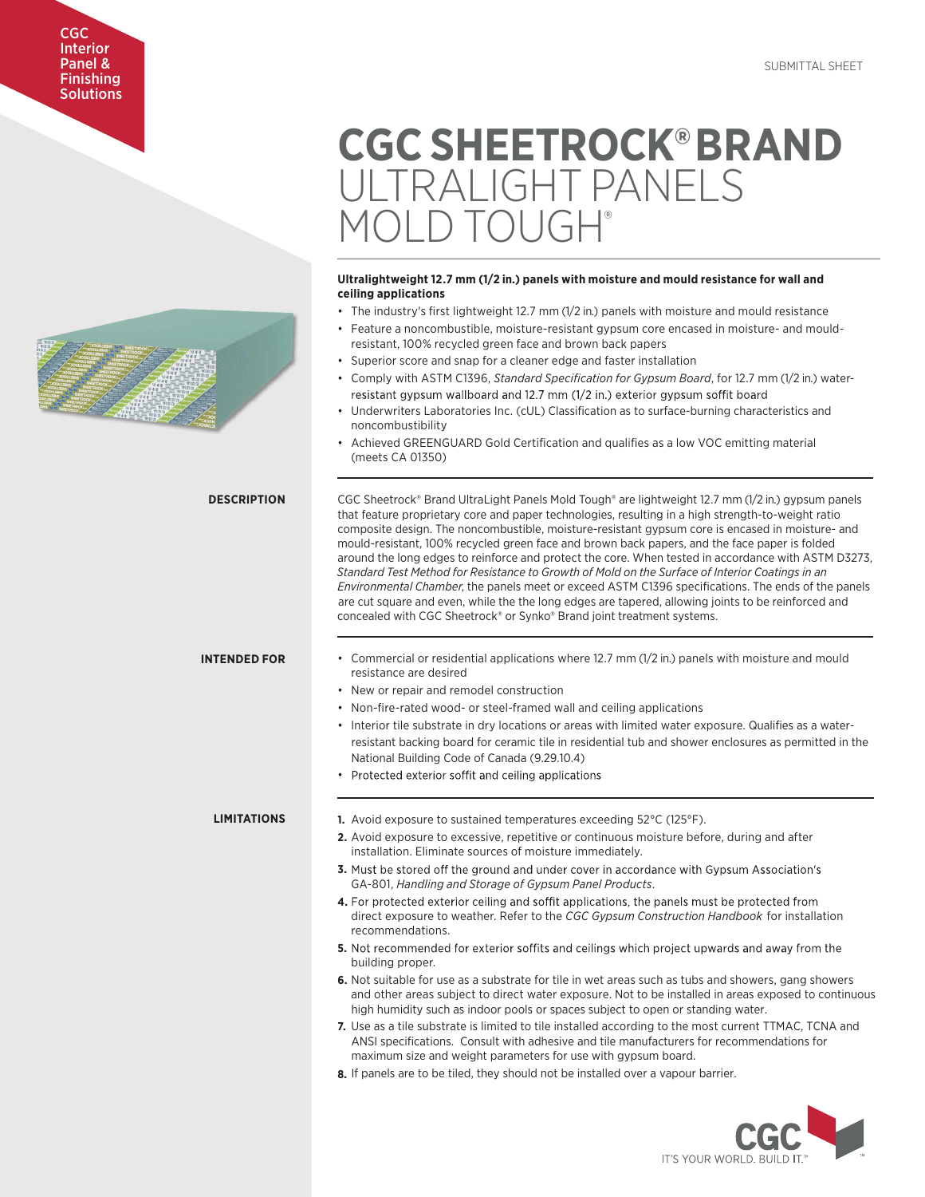CGC Interior Panel & Finishing Solutions

SUBMITTAL SHEET

# CGC SHEETROCK® BRAND ULTRALIGHT PANELS MOLD TOUGH®

**Ultralightweight 12.7 mm (1/2 in.) panels with moisture and mould resistance for wall and ceiling applications**

- The industry's first lightweight 12.7 mm (1/2 in.) panels with moisture and mould resistance
- Feature a noncombustible, moisture-resistant gypsum core encased in moisture- and mould-resistant, 100% recycled green face and brown back papers
- Superior score and snap for a cleaner edge and faster installation
- Comply with ASTM C1396, *Standard Specification for Gypsum Board*, for 12.7 mm (1/2 in.) water-resistant gypsum wallboard and 12.7 mm (1/2 in.) exterior gypsum soffit board
- Underwriters Laboratories Inc. (cUL) Classification as to surface-burning characteristics and noncombustibility
- Achieved GREENGUARD Gold Certification and qualifies as a low VOC emitting material (meets CA 01350)

## DESCRIPTION

CGC Sheetrock® Brand UltraLight Panels Mold Tough® are lightweight 12.7 mm (1/2 in.) gypsum panels that feature proprietary core and paper technologies, resulting in a high strength-to-weight ratio composite design. The noncombustible, moisture-resistant gypsum core is encased in moisture- and mould-resistant, 100% recycled green face and brown back papers, and the face paper is folded around the long edges to reinforce and protect the core. When tested in accordance with ASTM D3273, *Standard Test Method for Resistance to Growth of Mold on the Surface of Interior Coatings in an Environmental Chamber*, the panels meet or exceed ASTM C1396 specifications. The ends of the panels are cut square and even, while the the long edges are tapered, allowing joints to be reinforced and concealed with CGC Sheetrock® or Synko® Brand joint treatment systems.

## INTENDED FOR

- Commercial or residential applications where 12.7 mm (1/2 in.) panels with moisture and mould resistance are desired
- New or repair and remodel construction
- Non-fire-rated wood- or steel-framed wall and ceiling applications
- Interior tile substrate in dry locations or areas with limited water exposure. Qualifies as a water-resistant backing board for ceramic tile in residential tub and shower enclosures as permitted in the National Building Code of Canada (9.29.10.4)
- Protected exterior soffit and ceiling applications

## LIMITATIONS

1. Avoid exposure to sustained temperatures exceeding 52°C (125°F).
2. Avoid exposure to excessive, repetitive or continuous moisture before, during and after installation. Eliminate sources of moisture immediately.
3. Must be stored off the ground and under cover in accordance with Gypsum Association's GA-801, *Handling and Storage of Gypsum Panel Products*.
4. For protected exterior ceiling and soffit applications, the panels must be protected from direct exposure to weather. Refer to the *CGC Gypsum Construction Handbook* for installation recommendations.
5. Not recommended for exterior soffits and ceilings which project upwards and away from the building proper.
6. Not suitable for use as a substrate for tile in wet areas such as tubs and showers, gang showers and other areas subject to direct water exposure. Not to be installed in areas exposed to continuous high humidity such as indoor pools or spaces subject to open or standing water.
7. Use as a tile substrate is limited to tile installed according to the most current TTMAC, TCNA and ANSI specifications. Consult with adhesive and tile manufacturers for recommendations for maximum size and weight parameters for use with gypsum board.
8. If panels are to be tiled, they should not be installed over a vapour barrier.

CGC IT'S YOUR WORLD. BUILD IT.™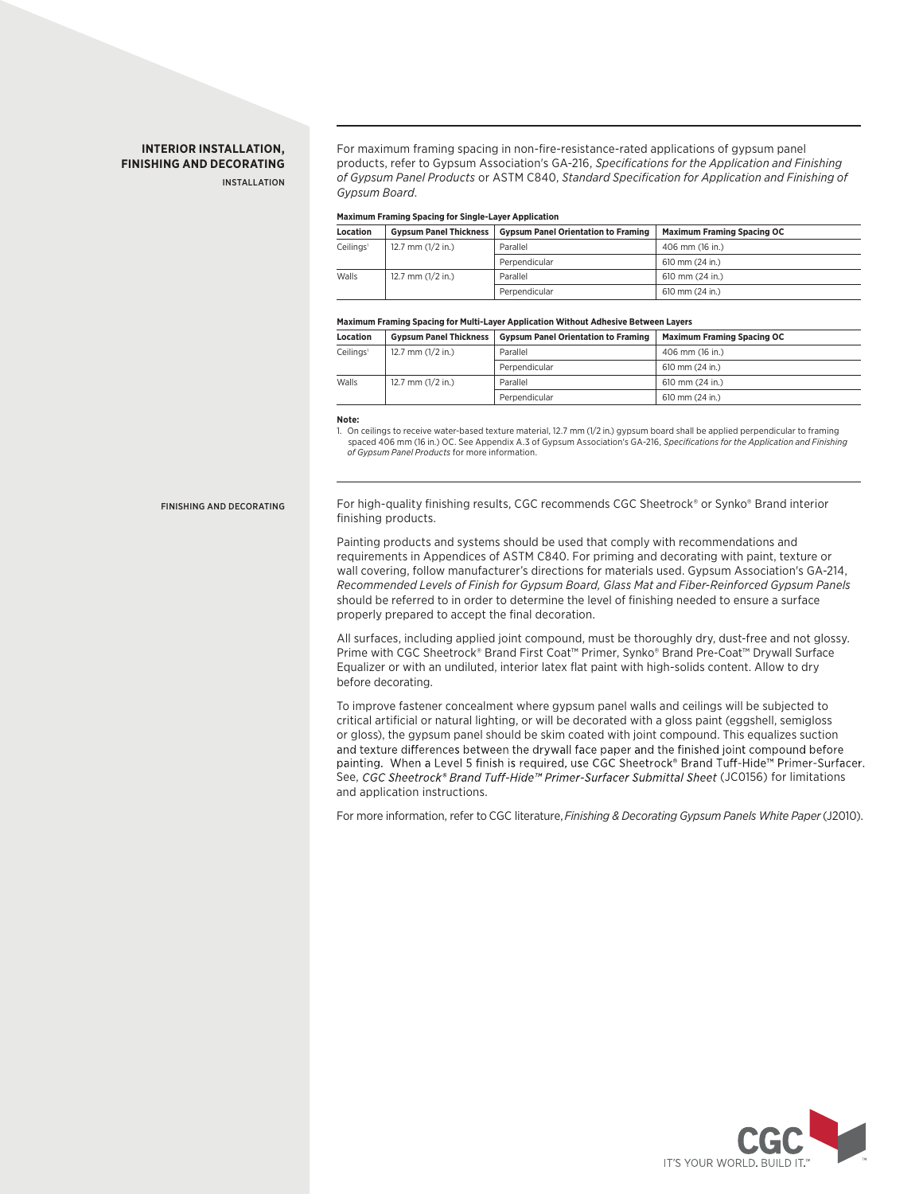## INTERIOR INSTALLATION, FINISHING AND DECORATING

### INSTALLATION

For maximum framing spacing in non-fire-resistance-rated applications of gypsum panel products, refer to Gypsum Association's GA-216, *Specifications for the Application and Finishing of Gypsum Panel Products* or ASTM C840, *Standard Specification for Application and Finishing of Gypsum Board*.

**Maximum Framing Spacing for Single-Layer Application**

| Location | Gypsum Panel Thickness | Gypsum Panel Orientation to Framing | Maximum Framing Spacing OC |
|---|---|---|---|
| Ceilings[1] | 12.7 mm (1/2 in.) | Parallel | 406 mm (16 in.) |
| | | Perpendicular | 610 mm (24 in.) |
| Walls | 12.7 mm (1/2 in.) | Parallel | 610 mm (24 in.) |
| | | Perpendicular | 610 mm (24 in.) |

**Maximum Framing Spacing for Multi-Layer Application Without Adhesive Between Layers**

| Location | Gypsum Panel Thickness | Gypsum Panel Orientation to Framing | Maximum Framing Spacing OC |
|---|---|---|---|
| Ceilings[1] | 12.7 mm (1/2 in.) | Parallel | 406 mm (16 in.) |
| | | Perpendicular | 610 mm (24 in.) |
| Walls | 12.7 mm (1/2 in.) | Parallel | 610 mm (24 in.) |
| | | Perpendicular | 610 mm (24 in.) |

**Note:**

1. On ceilings to receive water-based texture material, 12.7 mm (1/2 in.) gypsum board shall be applied perpendicular to framing spaced 406 mm (16 in.) OC. See Appendix A.3 of Gypsum Association's GA-216, *Specifications for the Application and Finishing of Gypsum Panel Products* for more information.

### FINISHING AND DECORATING

For high-quality finishing results, CGC recommends CGC Sheetrock® or Synko® Brand interior finishing products.

Painting products and systems should be used that comply with recommendations and requirements in Appendices of ASTM C840. For priming and decorating with paint, texture or wall covering, follow manufacturer's directions for materials used. Gypsum Association's GA-214, *Recommended Levels of Finish for Gypsum Board, Glass Mat and Fiber-Reinforced Gypsum Panels* should be referred to in order to determine the level of finishing needed to ensure a surface properly prepared to accept the final decoration.

All surfaces, including applied joint compound, must be thoroughly dry, dust-free and not glossy. Prime with CGC Sheetrock® Brand First Coat™ Primer, Synko® Brand Pre-Coat™ Drywall Surface Equalizer or with an undiluted, interior latex flat paint with high-solids content. Allow to dry before decorating.

To improve fastener concealment where gypsum panel walls and ceilings will be subjected to critical artificial or natural lighting, or will be decorated with a gloss paint (eggshell, semigloss or gloss), the gypsum panel should be skim coated with joint compound. This equalizes suction and texture differences between the drywall face paper and the finished joint compound before painting. When a Level 5 finish is required, use CGC Sheetrock® Brand Tuff-Hide™ Primer-Surfacer. See, *CGC Sheetrock® Brand Tuff-Hide™ Primer-Surfacer Submittal Sheet* (JC0156) for limitations and application instructions.

For more information, refer to CGC literature, *Finishing & Decorating Gypsum Panels White Paper* (J2010).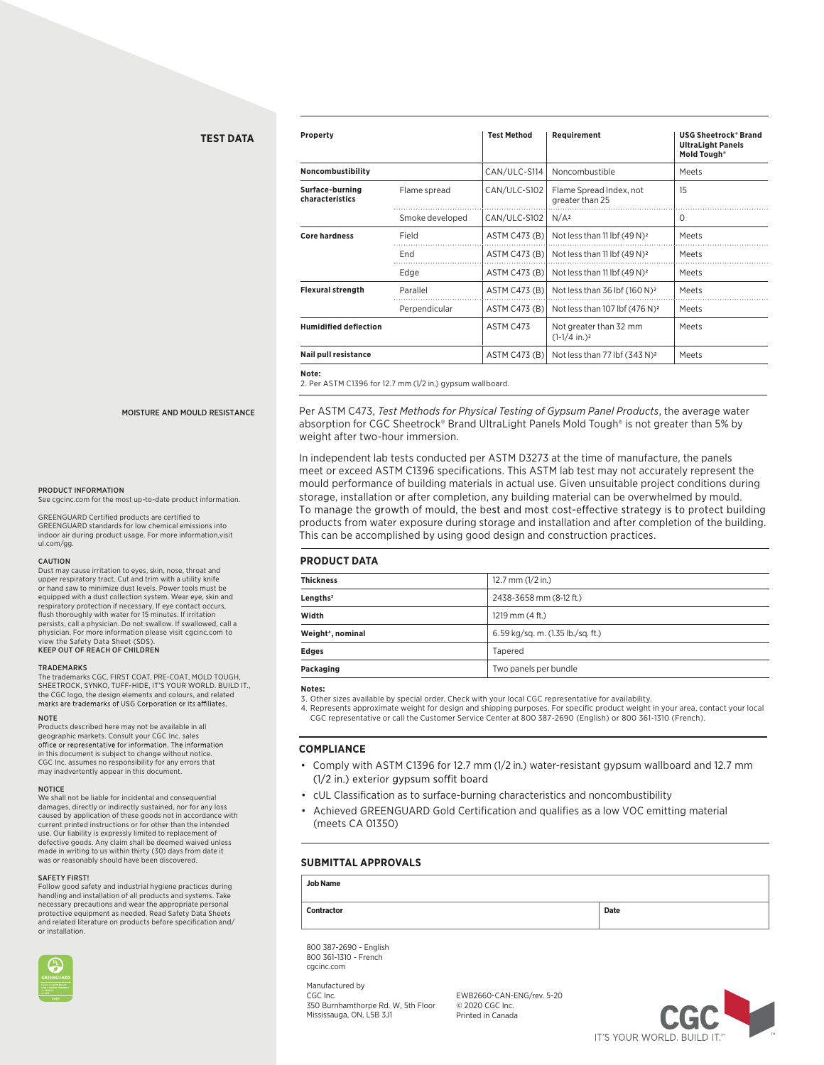## TEST DATA

| Property | | Test Method | Requirement | USG Sheetrock® Brand UltraLight Panels Mold Tough® |
|---|---|---|---|---|
| Noncombustibility | | CAN/ULC-S114 | Noncombustible | Meets |
| Surface-burning characteristics | Flame spread | CAN/ULC-S102 | Flame Spread Index, not greater than 25 | 15 |
| | Smoke developed | CAN/ULC-S102 | N/A[2] | 0 |
| Core hardness | Field | ASTM C473 (B) | Not less than 11 lbf (49 N)[2] | Meets |
| | End | ASTM C473 (B) | Not less than 11 lbf (49 N)[2] | Meets |
| | Edge | ASTM C473 (B) | Not less than 11 lbf (49 N)[2] | Meets |
| Flexural strength | Parallel | ASTM C473 (B) | Not less than 36 lbf (160 N)[2] | Meets |
| | Perpendicular | ASTM C473 (B) | Not less than 107 lbf (476 N)[2] | Meets |
| Humidified deflection | | ASTM C473 | Not greater than 32 mm (1-1/4 in.)[2] | Meets |
| Nail pull resistance | | ASTM C473 (B) | Not less than 77 lbf (343 N)[2] | Meets |

**Note:**
2. Per ASTM C1396 for 12.7 mm (1/2 in.) gypsum wallboard.

### MOISTURE AND MOULD RESISTANCE

Per ASTM C473, *Test Methods for Physical Testing of Gypsum Panel Products*, the average water absorption for CGC Sheetrock® Brand UltraLight Panels Mold Tough® is not greater than 5% by weight after two-hour immersion.

In independent lab tests conducted per ASTM D3273 at the time of manufacture, the panels meet or exceed ASTM C1396 specifications. This ASTM lab test may not accurately represent the mould performance of building materials in actual use. Given unsuitable project conditions during storage, installation or after completion, any building material can be overwhelmed by mould. To manage the growth of mould, the best and most cost-effective strategy is to protect building products from water exposure during storage and installation and after completion of the building. This can be accomplished by using good design and construction practices.

## PRODUCT DATA

| | |
|---|---|
| Thickness | 12.7 mm (1/2 in.) |
| Lengths[3] | 2438-3658 mm (8-12 ft.) |
| Width | 1219 mm (4 ft.) |
| Weight[4], nominal | 6.59 kg/sq. m. (1.35 lb./sq. ft.) |
| Edges | Tapered |
| Packaging | Two panels per bundle |

**Notes:**
3. Other sizes available by special order. Check with your local CGC representative for availability.
4. Represents approximate weight for design and shipping purposes. For specific product weight in your area, contact your local CGC representative or call the Customer Service Center at 800 387-2690 (English) or 800 361-1310 (French).

## COMPLIANCE

- Comply with ASTM C1396 for 12.7 mm (1/2 in.) water-resistant gypsum wallboard and 12.7 mm (1/2 in.) exterior gypsum soffit board
- cUL Classification as to surface-burning characteristics and noncombustibility
- Achieved GREENGUARD Gold Certification and qualifies as a low VOC emitting material (meets CA 01350)

## SUBMITTAL APPROVALS

| Job Name | |
|---|---|
| Contractor | Date |

#### PRODUCT INFORMATION
See cgcinc.com for the most up-to-date product information.

GREENGUARD Certified products are certified to GREENGUARD standards for low chemical emissions into indoor air during product usage. For more information,visit ul.com/gg.

#### CAUTION
Dust may cause irritation to eyes, skin, nose, throat and upper respiratory tract. Cut and trim with a utility knife or hand saw to minimize dust levels. Power tools must be equipped with a dust collection system. Wear eye, skin and respiratory protection if necessary. If eye contact occurs, flush thoroughly with water for 15 minutes. If irritation persists, call a physician. Do not swallow. If swallowed, call a physician. For more information please visit cgcinc.com to view the Safety Data Sheet (SDS).
KEEP OUT OF REACH OF CHILDREN

#### TRADEMARKS
The trademarks CGC, FIRST COAT, PRE-COAT, MOLD TOUGH, SHEETROCK, SYNKO, TUFF-HIDE, IT'S YOUR WORLD. BUILD IT., the CGC logo, the design elements and colours, and related marks are trademarks of USG Corporation or its affiliates.

#### NOTE
Products described here may not be available in all geographic markets. Consult your CGC Inc. sales office or representative for information. The information in this document is subject to change without notice. CGC Inc. assumes no responsibility for any errors that may inadvertently appear in this document.

#### NOTICE
We shall not be liable for incidental and consequential damages, directly or indirectly sustained, nor for any loss caused by application of these goods not in accordance with current printed instructions or for other than the intended use. Our liability is expressly limited to replacement of defective goods. Any claim shall be deemed waived unless made in writing to us within thirty (30) days from date it was or reasonably should have been discovered.

#### SAFETY FIRST!
Follow good safety and industrial hygiene practices during handling and installation of all products and systems. Take necessary precautions and wear the appropriate personal protective equipment as needed. Read Safety Data Sheets and related literature on products before specification and/or installation.

800 387-2690 - English
800 361-1310 - French
cgcinc.com

Manufactured by
CGC Inc.
350 Burnhamthorpe Rd. W, 5th Floor
Mississauga, ON, L5B 3J1

EWB2660-CAN-ENG/rev. 5-20
© 2020 CGC Inc.
Printed in Canada

CGC
IT'S YOUR WORLD. BUILD IT.™